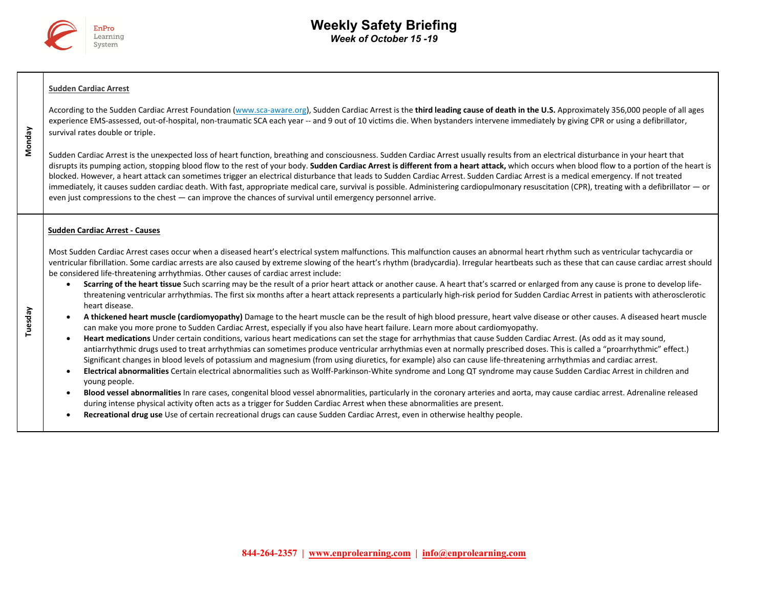# Weekly Safety Briefing

*Week of October 15 -19*

## Monday

**Sudden Cardiac Arrest**

According to the Sudden Cardiac Arrest Foundation (www.sca-aware.org), Sudden Cardiac Arrest is the **third leading cause of death in the U.S.** Approximately 356,000 people of all ages experience EMS-assessed, out-of-hospital, non-traumatic SCA each year -- and 9 out of 10 victims die. When bystanders intervene immediately by giving CPR or using a defibrillator, survival rates double or triple.

Sudden Cardiac Arrest is the unexpected loss of heart function, breathing and consciousness. Sudden Cardiac Arrest usually results from an electrical disturbance in your heart that disrupts its pumping action, stopping blood flow to the rest of your body. **Sudden Cardiac Arrest is different from a heart attack,** which occurs when blood flow to a portion of the heart is blocked. However, a heart attack can sometimes trigger an electrical disturbance that leads to Sudden Cardiac Arrest. Sudden Cardiac Arrest is a medical emergency. If not treated immediately, it causes sudden cardiac death. With fast, appropriate medical care, survival is possible. Administering cardiopulmonary resuscitation (CPR), treating with a defibrillator — or even just compressions to the chest — can improve the chances of survival until emergency personnel arrive.

## Tuesday

**Sudden Cardiac Arrest - Causes**

Most Sudden Cardiac Arrest cases occur when a diseased heart's electrical system malfunctions. This malfunction causes an abnormal heart rhythm such as ventricular tachycardia or ventricular fibrillation. Some cardiac arrests are also caused by extreme slowing of the heart's rhythm (bradycardia). Irregular heartbeats such as these that can cause cardiac arrest should be considered life-threatening arrhythmias. Other causes of cardiac arrest include:

- **Scarring of the heart tissue** Such scarring may be the result of a prior heart attack or another cause. A heart that's scarred or enlarged from any cause is prone to develop life-threatening ventricular arrhythmias. The first six months after a heart attack represents a particularly high-risk period for Sudden Cardiac Arrest in patients with atherosclerotic heart disease.
- **A thickened heart muscle (cardiomyopathy)** Damage to the heart muscle can be the result of high blood pressure, heart valve disease or other causes. A diseased heart muscle can make you more prone to Sudden Cardiac Arrest, especially if you also have heart failure. Learn more about cardiomyopathy.
- **Heart medications** Under certain conditions, various heart medications can set the stage for arrhythmias that cause Sudden Cardiac Arrest. (As odd as it may sound, antiarrhythmic drugs used to treat arrhythmias can sometimes produce ventricular arrhythmias even at normally prescribed doses. This is called a "proarrhythmic" effect.) Significant changes in blood levels of potassium and magnesium (from using diuretics, for example) also can cause life-threatening arrhythmias and cardiac arrest.
- **Electrical abnormalities** Certain electrical abnormalities such as Wolff-Parkinson-White syndrome and Long QT syndrome may cause Sudden Cardiac Arrest in children and young people.
- **Blood vessel abnormalities** In rare cases, congenital blood vessel abnormalities, particularly in the coronary arteries and aorta, may cause cardiac arrest. Adrenaline released during intense physical activity often acts as a trigger for Sudden Cardiac Arrest when these abnormalities are present.
- **Recreational drug use** Use of certain recreational drugs can cause Sudden Cardiac Arrest, even in otherwise healthy people.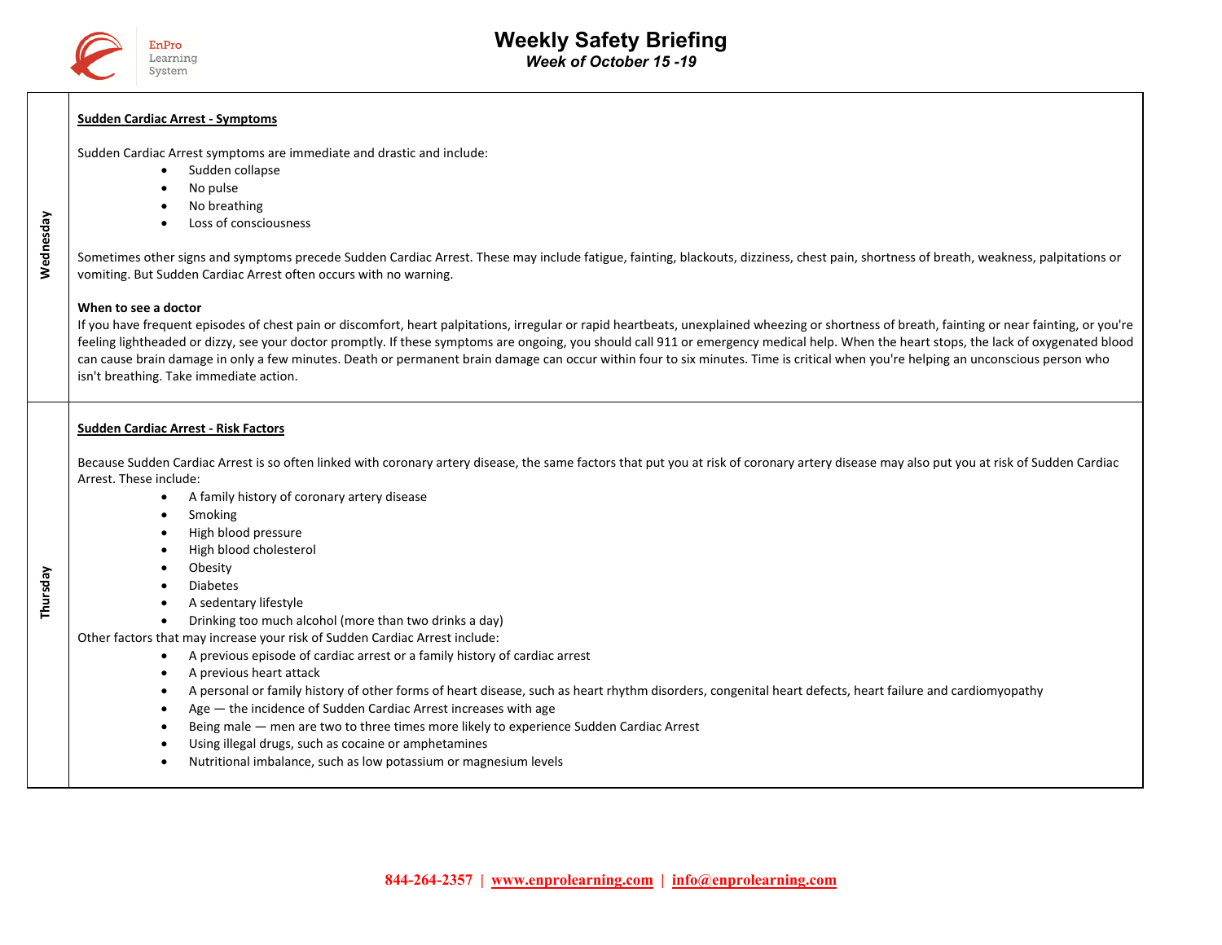# Weekly Safety Briefing

*Week of October 15 -19*

## Wednesday

**Sudden Cardiac Arrest - Symptoms**

Sudden Cardiac Arrest symptoms are immediate and drastic and include:

- Sudden collapse
- No pulse
- No breathing
- Loss of consciousness

Sometimes other signs and symptoms precede Sudden Cardiac Arrest. These may include fatigue, fainting, blackouts, dizziness, chest pain, shortness of breath, weakness, palpitations or vomiting. But Sudden Cardiac Arrest often occurs with no warning.

**When to see a doctor**

If you have frequent episodes of chest pain or discomfort, heart palpitations, irregular or rapid heartbeats, unexplained wheezing or shortness of breath, fainting or near fainting, or you're feeling lightheaded or dizzy, see your doctor promptly. If these symptoms are ongoing, you should call 911 or emergency medical help. When the heart stops, the lack of oxygenated blood can cause brain damage in only a few minutes. Death or permanent brain damage can occur within four to six minutes. Time is critical when you're helping an unconscious person who isn't breathing. Take immediate action.

## Thursday

**Sudden Cardiac Arrest - Risk Factors**

Because Sudden Cardiac Arrest is so often linked with coronary artery disease, the same factors that put you at risk of coronary artery disease may also put you at risk of Sudden Cardiac Arrest. These include:

- A family history of coronary artery disease
- Smoking
- High blood pressure
- High blood cholesterol
- Obesity
- Diabetes
- A sedentary lifestyle
- Drinking too much alcohol (more than two drinks a day)

Other factors that may increase your risk of Sudden Cardiac Arrest include:

- A previous episode of cardiac arrest or a family history of cardiac arrest
- A previous heart attack
- A personal or family history of other forms of heart disease, such as heart rhythm disorders, congenital heart defects, heart failure and cardiomyopathy
- Age — the incidence of Sudden Cardiac Arrest increases with age
- Being male — men are two to three times more likely to experience Sudden Cardiac Arrest
- Using illegal drugs, such as cocaine or amphetamines
- Nutritional imbalance, such as low potassium or magnesium levels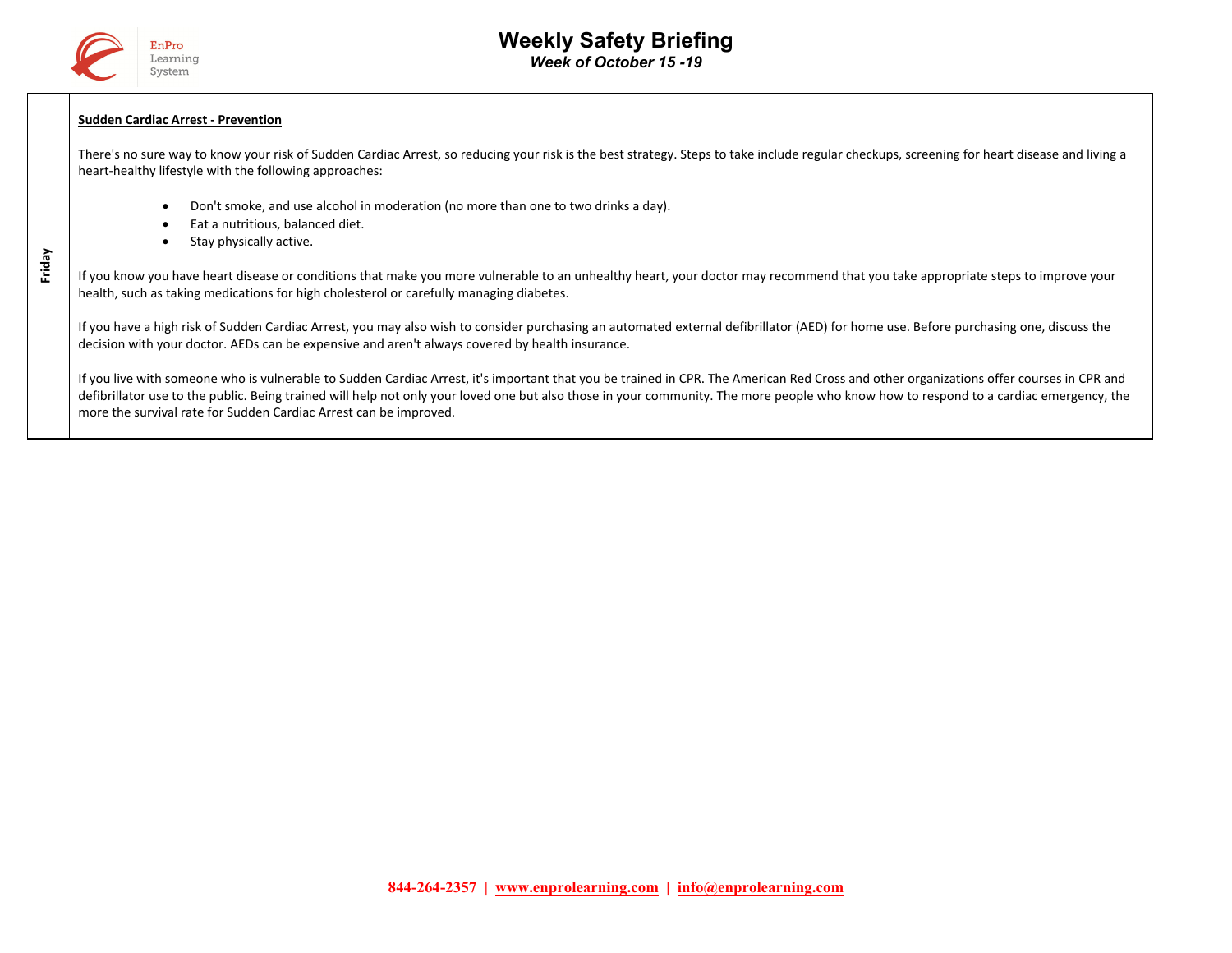# Weekly Safety Briefing

*Week of October 15 -19*

**Friday**

**Sudden Cardiac Arrest - Prevention**

There's no sure way to know your risk of Sudden Cardiac Arrest, so reducing your risk is the best strategy. Steps to take include regular checkups, screening for heart disease and living a heart-healthy lifestyle with the following approaches:

- Don't smoke, and use alcohol in moderation (no more than one to two drinks a day).
- Eat a nutritious, balanced diet.
- Stay physically active.

If you know you have heart disease or conditions that make you more vulnerable to an unhealthy heart, your doctor may recommend that you take appropriate steps to improve your health, such as taking medications for high cholesterol or carefully managing diabetes.

If you have a high risk of Sudden Cardiac Arrest, you may also wish to consider purchasing an automated external defibrillator (AED) for home use. Before purchasing one, discuss the decision with your doctor. AEDs can be expensive and aren't always covered by health insurance.

If you live with someone who is vulnerable to Sudden Cardiac Arrest, it's important that you be trained in CPR. The American Red Cross and other organizations offer courses in CPR and defibrillator use to the public. Being trained will help not only your loved one but also those in your community. The more people who know how to respond to a cardiac emergency, the more the survival rate for Sudden Cardiac Arrest can be improved.